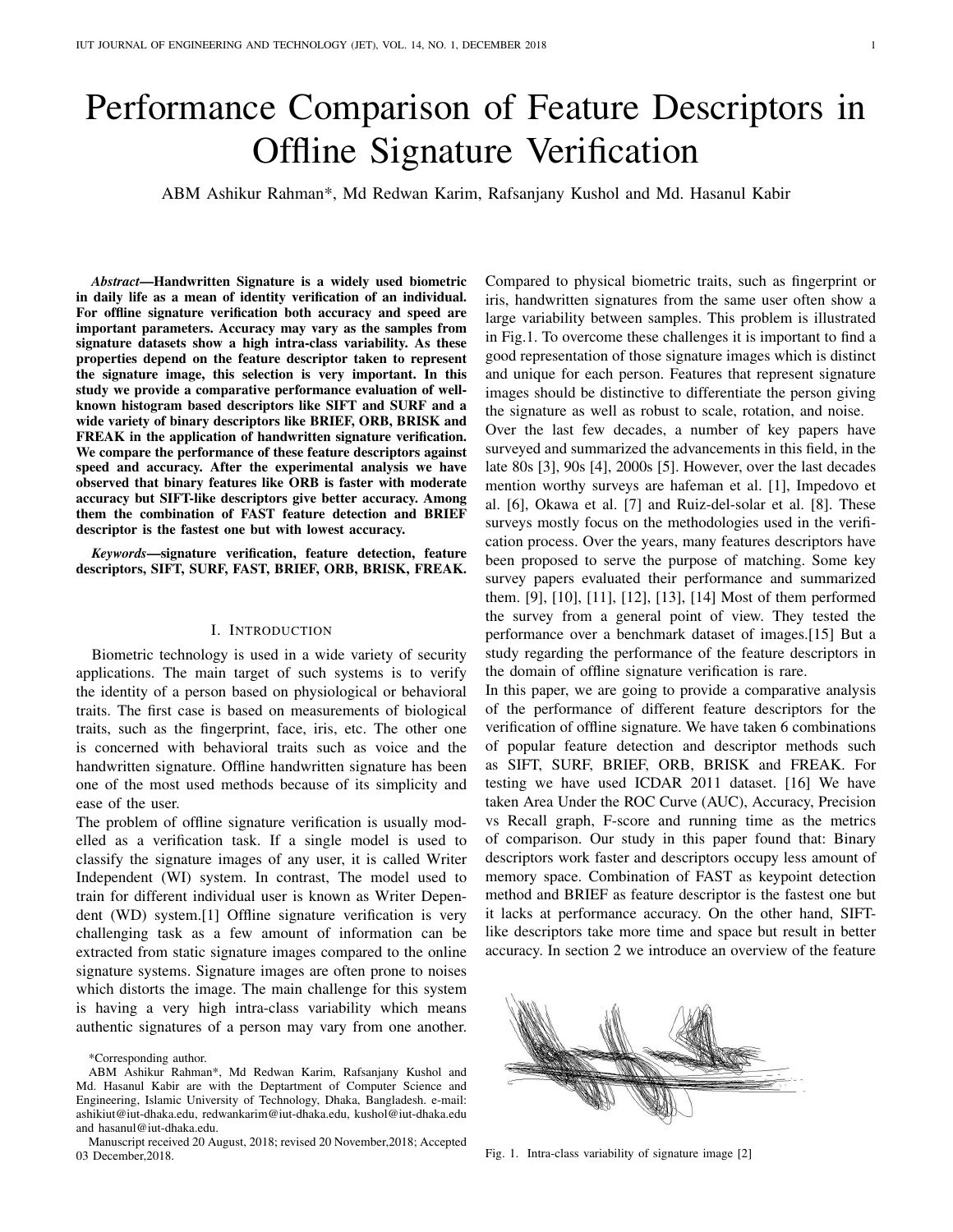# Performance Comparison of Feature Descriptors in Offline Signature Verification

ABM Ashikur Rahman*, Md Redwan Karim, Rafsanjany Kushol and Md. Hasanul Kabir

***Abstract*—Handwritten Signature is a widely used biometric in daily life as a mean of identity verification of an individual. For offline signature verification both accuracy and speed are important parameters. Accuracy may vary as the samples from signature datasets show a high intra-class variability. As these properties depend on the feature descriptor taken to represent the signature image, this selection is very important. In this study we provide a comparative performance evaluation of well-known histogram based descriptors like SIFT and SURF and a wide variety of binary descriptors like BRIEF, ORB, BRISK and FREAK in the application of handwritten signature verification. We compare the performance of these feature descriptors against speed and accuracy. After the experimental analysis we have observed that binary features like ORB is faster with moderate accuracy but SIFT-like descriptors give better accuracy. Among them the combination of FAST feature detection and BRIEF descriptor is the fastest one but with lowest accuracy.**

***Keywords*—signature verification, feature detection, feature descriptors, SIFT, SURF, FAST, BRIEF, ORB, BRISK, FREAK.**

## I. Introduction

Biometric technology is used in a wide variety of security applications. The main target of such systems is to verify the identity of a person based on physiological or behavioral traits. The first case is based on measurements of biological traits, such as the fingerprint, face, iris, etc. The other one is concerned with behavioral traits such as voice and the handwritten signature. Offline handwritten signature has been one of the most used methods because of its simplicity and ease of the user.

The problem of offline signature verification is usually modelled as a verification task. If a single model is used to classify the signature images of any user, it is called Writer Independent (WI) system. In contrast, The model used to train for different individual user is known as Writer Dependent (WD) system.[1] Offline signature verification is very challenging task as a few amount of information can be extracted from static signature images compared to the online signature systems. Signature images are often prone to noises which distorts the image. The main challenge for this system is having a very high intra-class variability which means authentic signatures of a person may vary from one another. Compared to physical biometric traits, such as fingerprint or iris, handwritten signatures from the same user often show a large variability between samples. This problem is illustrated in Fig.1. To overcome these challenges it is important to find a good representation of those signature images which is distinct and unique for each person. Features that represent signature images should be distinctive to differentiate the person giving the signature as well as robust to scale, rotation, and noise.

Over the last few decades, a number of key papers have surveyed and summarized the advancements in this field, in the late 80s [3], 90s [4], 2000s [5]. However, over the last decades mention worthy surveys are hafeman et al. [1], Impedovo et al. [6], Okawa et al. [7] and Ruiz-del-solar et al. [8]. These surveys mostly focus on the methodologies used in the verification process. Over the years, many features descriptors have been proposed to serve the purpose of matching. Some key survey papers evaluated their performance and summarized them. [9], [10], [11], [12], [13], [14] Most of them performed the survey from a general point of view. They tested the performance over a benchmark dataset of images.[15] But a study regarding the performance of the feature descriptors in the domain of offline signature verification is rare.

In this paper, we are going to provide a comparative analysis of the performance of different feature descriptors for the verification of offline signature. We have taken 6 combinations of popular feature detection and descriptor methods such as SIFT, SURF, BRIEF, ORB, BRISK and FREAK. For testing we have used ICDAR 2011 dataset. [16] We have taken Area Under the ROC Curve (AUC), Accuracy, Precision vs Recall graph, F-score and running time as the metrics of comparison. Our study in this paper found that: Binary descriptors work faster and descriptors occupy less amount of memory space. Combination of FAST as keypoint detection method and BRIEF as feature descriptor is the fastest one but it lacks at performance accuracy. On the other hand, SIFT-like descriptors take more time and space but result in better accuracy. In section 2 we introduce an overview of the feature

Fig. 1. Intra-class variability of signature image [2]

*Corresponding author.

ABM Ashikur Rahman*, Md Redwan Karim, Rafsanjany Kushol and Md. Hasanul Kabir are with the Deptartment of Computer Science and Engineering, Islamic University of Technology, Dhaka, Bangladesh. e-mail: ashikiut@iut-dhaka.edu, redwankarim@iut-dhaka.edu, kushol@iut-dhaka.edu and hasanul@iut-dhaka.edu.

Manuscript received 20 August, 2018; revised 20 November,2018; Accepted 03 December,2018.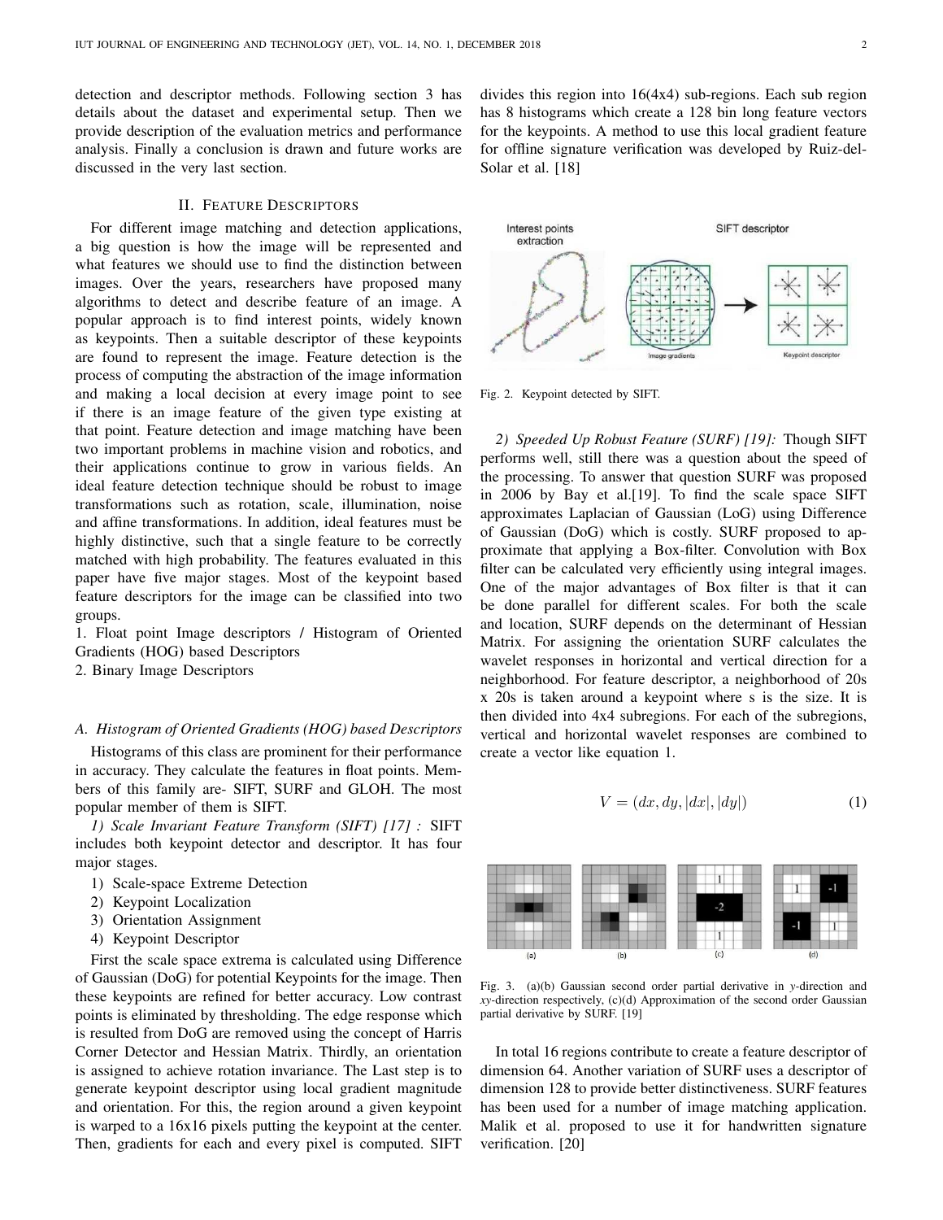detection and descriptor methods. Following section 3 has details about the dataset and experimental setup. Then we provide description of the evaluation metrics and performance analysis. Finally a conclusion is drawn and future works are discussed in the very last section.

## II. Feature Descriptors

For different image matching and detection applications, a big question is how the image will be represented and what features we should use to find the distinction between images. Over the years, researchers have proposed many algorithms to detect and describe feature of an image. A popular approach is to find interest points, widely known as keypoints. Then a suitable descriptor of these keypoints are found to represent the image. Feature detection is the process of computing the abstraction of the image information and making a local decision at every image point to see if there is an image feature of the given type existing at that point. Feature detection and image matching have been two important problems in machine vision and robotics, and their applications continue to grow in various fields. An ideal feature detection technique should be robust to image transformations such as rotation, scale, illumination, noise and affine transformations. In addition, ideal features must be highly distinctive, such that a single feature to be correctly matched with high probability. The features evaluated in this paper have five major stages. Most of the keypoint based feature descriptors for the image can be classified into two groups.

1. Float point Image descriptors / Histogram of Oriented Gradients (HOG) based Descriptors
2. Binary Image Descriptors

### A. Histogram of Oriented Gradients (HOG) based Descriptors

Histograms of this class are prominent for their performance in accuracy. They calculate the features in float points. Members of this family are- SIFT, SURF and GLOH. The most popular member of them is SIFT.

*1) Scale Invariant Feature Transform (SIFT) [17] :* SIFT includes both keypoint detector and descriptor. It has four major stages.

1) Scale-space Extreme Detection
2) Keypoint Localization
3) Orientation Assignment
4) Keypoint Descriptor

First the scale space extrema is calculated using Difference of Gaussian (DoG) for potential Keypoints for the image. Then these keypoints are refined for better accuracy. Low contrast points is eliminated by thresholding. The edge response which is resulted from DoG are removed using the concept of Harris Corner Detector and Hessian Matrix. Thirdly, an orientation is assigned to achieve rotation invariance. The Last step is to generate keypoint descriptor using local gradient magnitude and orientation. For this, the region around a given keypoint is warped to a 16x16 pixels putting the keypoint at the center. Then, gradients for each and every pixel is computed. SIFT divides this region into 16(4x4) sub-regions. Each sub region has 8 histograms which create a 128 bin long feature vectors for the keypoints. A method to use this local gradient feature for offline signature verification was developed by Ruiz-del-Solar et al. [18]

Fig. 2. Keypoint detected by SIFT.

*2) Speeded Up Robust Feature (SURF) [19]:* Though SIFT performs well, still there was a question about the speed of the processing. To answer that question SURF was proposed in 2006 by Bay et al.[19]. To find the scale space SIFT approximates Laplacian of Gaussian (LoG) using Difference of Gaussian (DoG) which is costly. SURF proposed to approximate that applying a Box-filter. Convolution with Box filter can be calculated very efficiently using integral images. One of the major advantages of Box filter is that it can be done parallel for different scales. For both the scale and location, SURF depends on the determinant of Hessian Matrix. For assigning the orientation SURF calculates the wavelet responses in horizontal and vertical direction for a neighborhood. For feature descriptor, a neighborhood of 20s x 20s is taken around a keypoint where s is the size. It is then divided into 4x4 subregions. For each of the subregions, vertical and horizontal wavelet responses are combined to create a vector like equation 1.

$$V = (dx, dy, |dx|, |dy|) \tag{1}$$

Fig. 3. (a)(b) Gaussian second order partial derivative in *y*-direction and *xy*-direction respectively, (c)(d) Approximation of the second order Gaussian partial derivative by SURF. [19]

In total 16 regions contribute to create a feature descriptor of dimension 64. Another variation of SURF uses a descriptor of dimension 128 to provide better distinctiveness. SURF features has been used for a number of image matching application. Malik et al. proposed to use it for handwritten signature verification. [20]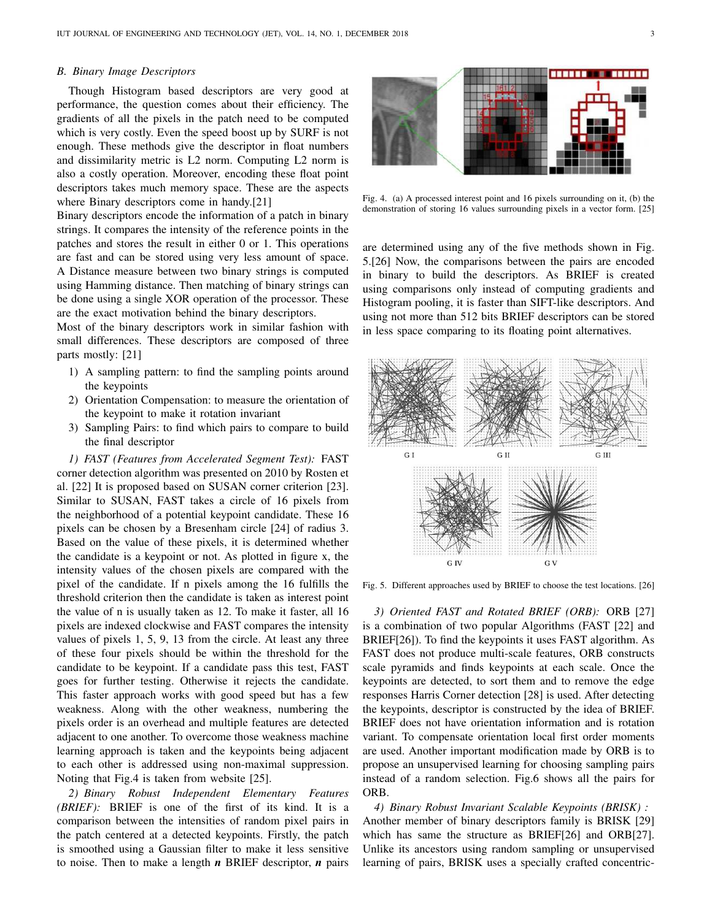### B. Binary Image Descriptors

Though Histogram based descriptors are very good at performance, the question comes about their efficiency. The gradients of all the pixels in the patch need to be computed which is very costly. Even the speed boost up by SURF is not enough. These methods give the descriptor in float numbers and dissimilarity metric is L2 norm. Computing L2 norm is also a costly operation. Moreover, encoding these float point descriptors takes much memory space. These are the aspects where Binary descriptors come in handy.[21]

Binary descriptors encode the information of a patch in binary strings. It compares the intensity of the reference points in the patches and stores the result in either 0 or 1. This operations are fast and can be stored using very less amount of space. A Distance measure between two binary strings is computed using Hamming distance. Then matching of binary strings can be done using a single XOR operation of the processor. These are the exact motivation behind the binary descriptors.

Most of the binary descriptors work in similar fashion with small differences. These descriptors are composed of three parts mostly: [21]

1) A sampling pattern: to find the sampling points around the keypoints
2) Orientation Compensation: to measure the orientation of the keypoint to make it rotation invariant
3) Sampling Pairs: to find which pairs to compare to build the final descriptor

*1) FAST (Features from Accelerated Segment Test):* FAST corner detection algorithm was presented on 2010 by Rosten et al. [22] It is proposed based on SUSAN corner criterion [23]. Similar to SUSAN, FAST takes a circle of 16 pixels from the neighborhood of a potential keypoint candidate. These 16 pixels can be chosen by a Bresenham circle [24] of radius 3. Based on the value of these pixels, it is determined whether the candidate is a keypoint or not. As plotted in figure x, the intensity values of the chosen pixels are compared with the pixel of the candidate. If n pixels among the 16 fulfills the threshold criterion then the candidate is taken as interest point the value of n is usually taken as 12. To make it faster, all 16 pixels are indexed clockwise and FAST compares the intensity values of pixels 1, 5, 9, 13 from the circle. At least any three of these four pixels should be within the threshold for the candidate to be keypoint. If a candidate pass this test, FAST goes for further testing. Otherwise it rejects the candidate. This faster approach works with good speed but has a few weakness. Along with the other weakness, numbering the pixels order is an overhead and multiple features are detected adjacent to one another. To overcome those weakness machine learning approach is taken and the keypoints being adjacent to each other is addressed using non-maximal suppression. Noting that Fig.4 is taken from website [25].

Fig. 4. (a) A processed interest point and 16 pixels surrounding on it, (b) the demonstration of storing 16 values surrounding pixels in a vector form. [25]

*2) Binary Robust Independent Elementary Features (BRIEF):* BRIEF is one of the first of its kind. It is a comparison between the intensities of random pixel pairs in the patch centered at a detected keypoints. Firstly, the patch is smoothed using a Gaussian filter to make it less sensitive to noise. Then to make a length ***n*** BRIEF descriptor, ***n*** pairs are determined using any of the five methods shown in Fig. 5.[26] Now, the comparisons between the pairs are encoded in binary to build the descriptors. As BRIEF is created using comparisons only instead of computing gradients and Histogram pooling, it is faster than SIFT-like descriptors. And using not more than 512 bits BRIEF descriptors can be stored in less space comparing to its floating point alternatives.

Fig. 5. Different approaches used by BRIEF to choose the test locations. [26]

*3) Oriented FAST and Rotated BRIEF (ORB):* ORB [27] is a combination of two popular Algorithms (FAST [22] and BRIEF[26]). To find the keypoints it uses FAST algorithm. As FAST does not produce multi-scale features, ORB constructs scale pyramids and finds keypoints at each scale. Once the keypoints are detected, to sort them and to remove the edge responses Harris Corner detection [28] is used. After detecting the keypoints, descriptor is constructed by the idea of BRIEF. BRIEF does not have orientation information and is rotation variant. To compensate orientation local first order moments are used. Another important modification made by ORB is to propose an unsupervised learning for choosing sampling pairs instead of a random selection. Fig.6 shows all the pairs for ORB.

*4) Binary Robust Invariant Scalable Keypoints (BRISK) :* Another member of binary descriptors family is BRISK [29] which has same the structure as BRIEF[26] and ORB[27]. Unlike its ancestors using random sampling or unsupervised learning of pairs, BRISK uses a specially crafted concentric-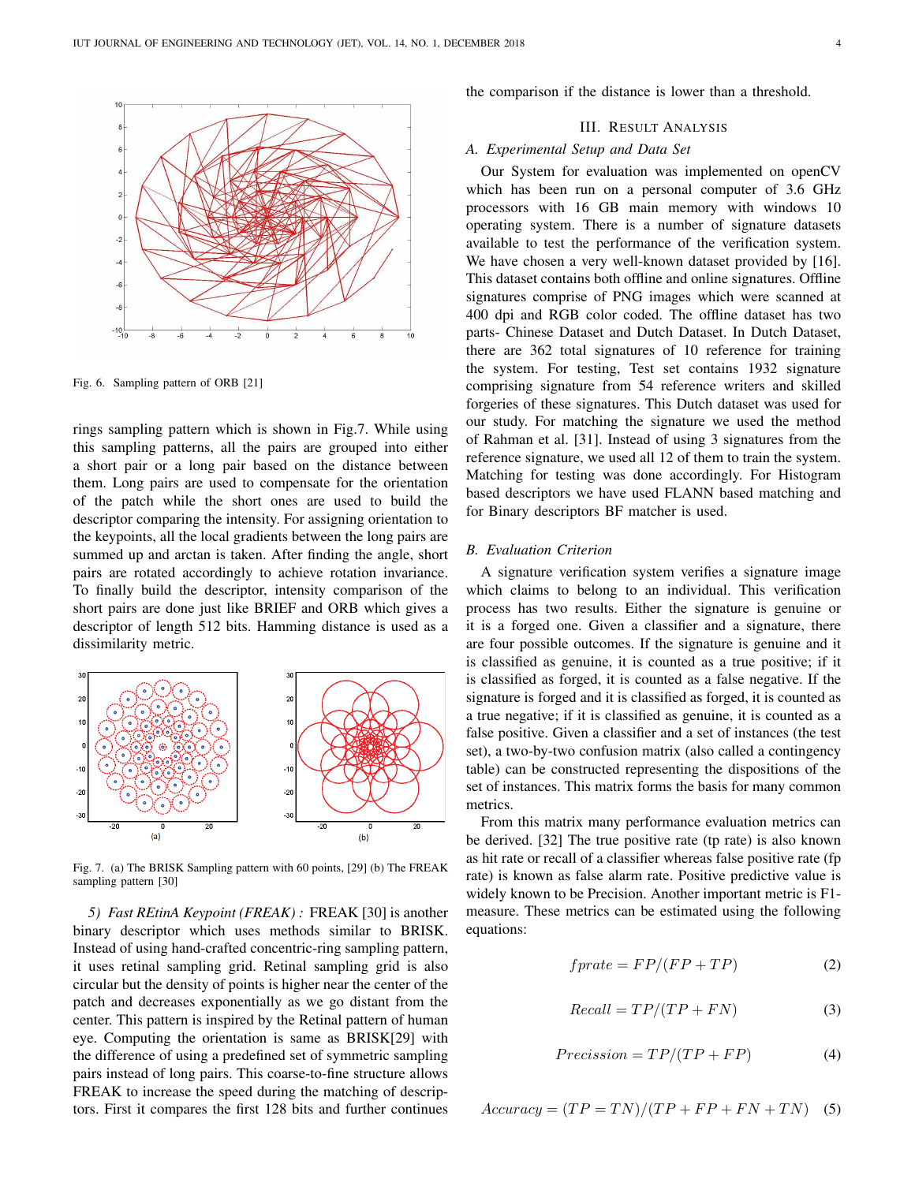Fig. 6. Sampling pattern of ORB [21]

rings sampling pattern which is shown in Fig.7. While using this sampling patterns, all the pairs are grouped into either a short pair or a long pair based on the distance between them. Long pairs are used to compensate for the orientation of the patch while the short ones are used to build the descriptor comparing the intensity. For assigning orientation to the keypoints, all the local gradients between the long pairs are summed up and arctan is taken. After finding the angle, short pairs are rotated accordingly to achieve rotation invariance. To finally build the descriptor, intensity comparison of the short pairs are done just like BRIEF and ORB which gives a descriptor of length 512 bits. Hamming distance is used as a dissimilarity metric.

Fig. 7. (a) The BRISK Sampling pattern with 60 points, [29] (b) The FREAK sampling pattern [30]

*5) Fast REtinA Keypoint (FREAK) :* FREAK [30] is another binary descriptor which uses methods similar to BRISK. Instead of using hand-crafted concentric-ring sampling pattern, it uses retinal sampling grid. Retinal sampling grid is also circular but the density of points is higher near the center of the patch and decreases exponentially as we go distant from the center. This pattern is inspired by the Retinal pattern of human eye. Computing the orientation is same as BRISK[29] with the difference of using a predefined set of symmetric sampling pairs instead of long pairs. This coarse-to-fine structure allows FREAK to increase the speed during the matching of descriptors. First it compares the first 128 bits and further continues the comparison if the distance is lower than a threshold.

## III. Result Analysis

### A. Experimental Setup and Data Set

Our System for evaluation was implemented on openCV which has been run on a personal computer of 3.6 GHz processors with 16 GB main memory with windows 10 operating system. There is a number of signature datasets available to test the performance of the verification system. We have chosen a very well-known dataset provided by [16]. This dataset contains both offline and online signatures. Offline signatures comprise of PNG images which were scanned at 400 dpi and RGB color coded. The offline dataset has two parts- Chinese Dataset and Dutch Dataset. In Dutch Dataset, there are 362 total signatures of 10 reference for training the system. For testing, Test set contains 1932 signature comprising signature from 54 reference writers and skilled forgeries of these signatures. This Dutch dataset was used for our study. For matching the signature we used the method of Rahman et al. [31]. Instead of using 3 signatures from the reference signature, we used all 12 of them to train the system. Matching for testing was done accordingly. For Histogram based descriptors we have used FLANN based matching and for Binary descriptors BF matcher is used.

### B. Evaluation Criterion

A signature verification system verifies a signature image which claims to belong to an individual. This verification process has two results. Either the signature is genuine or it is a forged one. Given a classifier and a signature, there are four possible outcomes. If the signature is genuine and it is classified as genuine, it is counted as a true positive; if it is classified as forged, it is counted as a false negative. If the signature is forged and it is classified as forged, it is counted as a true negative; if it is classified as genuine, it is counted as a false positive. Given a classifier and a set of instances (the test set), a two-by-two confusion matrix (also called a contingency table) can be constructed representing the dispositions of the set of instances. This matrix forms the basis for many common metrics.

From this matrix many performance evaluation metrics can be derived. [32] The true positive rate (tp rate) is also known as hit rate or recall of a classifier whereas false positive rate (fp rate) is known as false alarm rate. Positive predictive value is widely known to be Precision. Another important metric is F1-measure. These metrics can be estimated using the following equations:

$$fprate = FP/(FP + TP) \tag{2}$$

$$Recall = TP/(TP + FN) \tag{3}$$

$$Precission = TP/(TP + FP) \tag{4}$$

$$Accuracy = (TP = TN)/(TP + FP + FN + TN) \tag{5}$$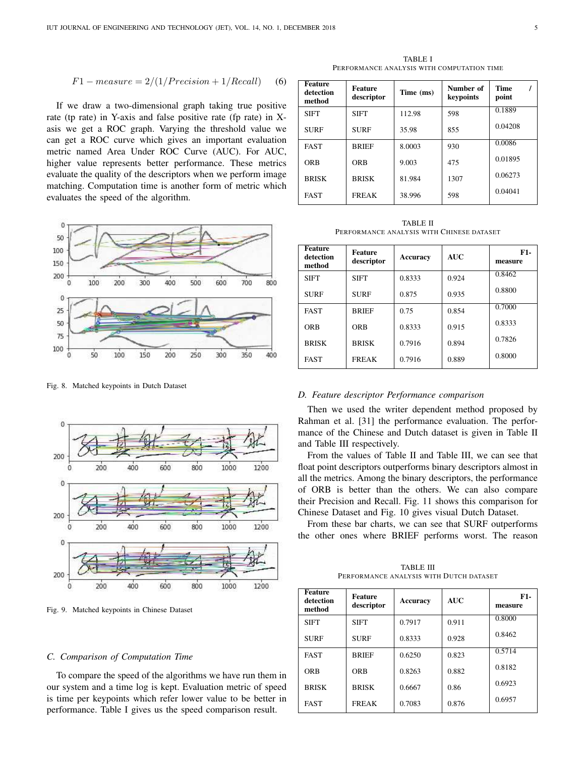$$F1 - measure = 2/(1/Precision + 1/Recall) \quad (6)$$

If we draw a two-dimensional graph taking true positive rate (tp rate) in Y-axis and false positive rate (fp rate) in X-asis we get a ROC graph. Varying the threshold value we can get a ROC curve which gives an important evaluation metric named Area Under ROC Curve (AUC). For AUC, higher value represents better performance. These metrics evaluate the quality of the descriptors when we perform image matching. Computation time is another form of metric which evaluates the speed of the algorithm.

Fig. 8. Matched keypoints in Dutch Dataset

Fig. 9. Matched keypoints in Chinese Dataset

### C. Comparison of Computation Time

To compare the speed of the algorithms we have run them in our system and a time log is kept. Evaluation metric of speed is time per keypoints which refer lower value to be better in performance. Table I gives us the speed comparison result.

TABLE I
PERFORMANCE ANALYSIS WITH COMPUTATION TIME

| Feature detection method | Feature descriptor | Time (ms) | Number of keypoints | Time / point |
|---|---|---|---|---|
| SIFT | SIFT | 112.98 | 598 | 0.1889 |
| SURF | SURF | 35.98 | 855 | 0.04208 |
| FAST | BRIEF | 8.0003 | 930 | 0.0086 |
| ORB | ORB | 9.003 | 475 | 0.01895 |
| BRISK | BRISK | 81.984 | 1307 | 0.06273 |
| FAST | FREAK | 38.996 | 598 | 0.04041 |

TABLE II
PERFORMANCE ANALYSIS WITH CHINESE DATASET

| Feature detection method | Feature descriptor | Accuracy | AUC | F1-measure |
|---|---|---|---|---|
| SIFT | SIFT | 0.8333 | 0.924 | 0.8462 |
| SURF | SURF | 0.875 | 0.935 | 0.8800 |
| FAST | BRIEF | 0.75 | 0.854 | 0.7000 |
| ORB | ORB | 0.8333 | 0.915 | 0.8333 |
| BRISK | BRISK | 0.7916 | 0.894 | 0.7826 |
| FAST | FREAK | 0.7916 | 0.889 | 0.8000 |

### D. Feature descriptor Performance comparison

Then we used the writer dependent method proposed by Rahman et al. [31] the performance evaluation. The performance of the Chinese and Dutch dataset is given in Table II and Table III respectively.

From the values of Table II and Table III, we can see that float point descriptors outperforms binary descriptors almost in all the metrics. Among the binary descriptors, the performance of ORB is better than the others. We can also compare their Precision and Recall. Fig. 11 shows this comparison for Chinese Dataset and Fig. 10 gives visual Dutch Dataset.

From these bar charts, we can see that SURF outperforms the other ones where BRIEF performs worst. The reason

TABLE III
PERFORMANCE ANALYSIS WITH DUTCH DATASET

| Feature detection method | Feature descriptor | Accuracy | AUC | F1-measure |
|---|---|---|---|---|
| SIFT | SIFT | 0.7917 | 0.911 | 0.8000 |
| SURF | SURF | 0.8333 | 0.928 | 0.8462 |
| FAST | BRIEF | 0.6250 | 0.823 | 0.5714 |
| ORB | ORB | 0.8263 | 0.882 | 0.8182 |
| BRISK | BRISK | 0.6667 | 0.86 | 0.6923 |
| FAST | FREAK | 0.7083 | 0.876 | 0.6957 |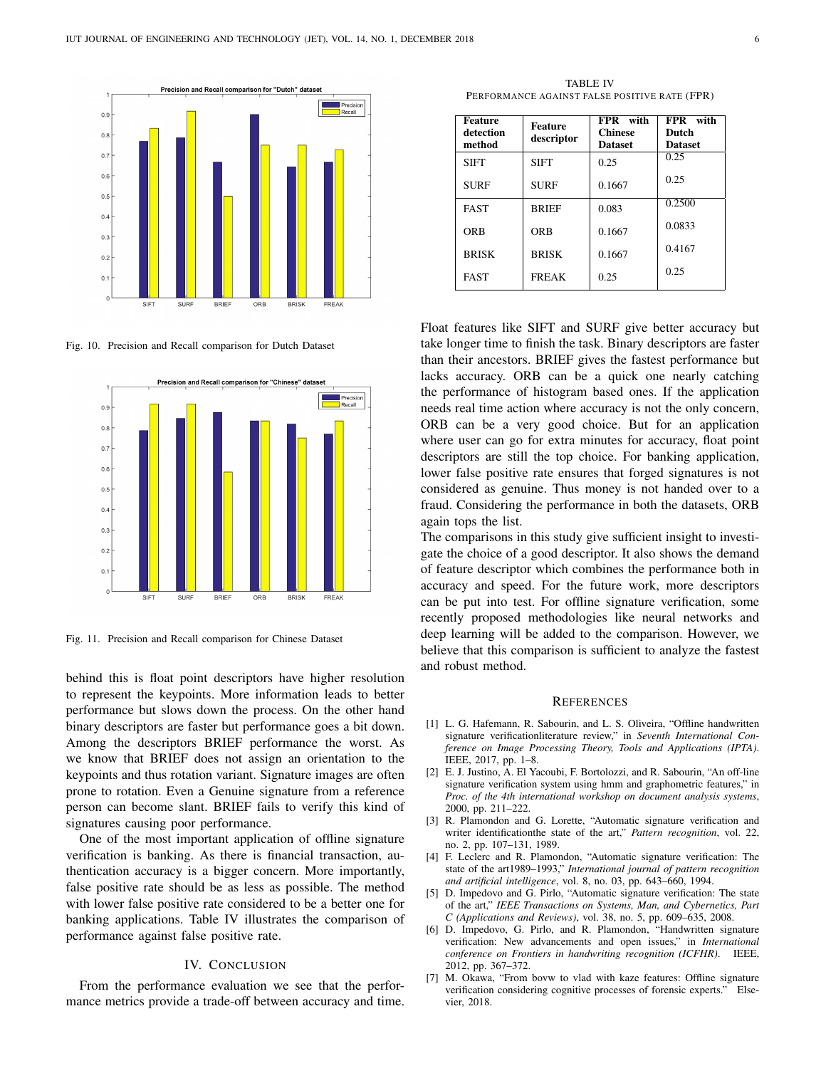Fig. 10. Precision and Recall comparison for Dutch Dataset

Fig. 11. Precision and Recall comparison for Chinese Dataset

behind this is float point descriptors have higher resolution to represent the keypoints. More information leads to better performance but slows down the process. On the other hand binary descriptors are faster but performance goes a bit down. Among the descriptors BRIEF performance the worst. As we know that BRIEF does not assign an orientation to the keypoints and thus rotation variant. Signature images are often prone to rotation. Even a Genuine signature from a reference person can become slant. BRIEF fails to verify this kind of signatures causing poor performance.

One of the most important application of offline signature verification is banking. As there is financial transaction, authentication accuracy is a bigger concern. More importantly, false positive rate should be as less as possible. The method with lower false positive rate considered to be a better one for banking applications. Table IV illustrates the comparison of performance against false positive rate.

## IV. Conclusion

From the performance evaluation we see that the performance metrics provide a trade-off between accuracy and time.

TABLE IV
PERFORMANCE AGAINST FALSE POSITIVE RATE (FPR)

| Feature detection method | Feature descriptor | FPR with Chinese Dataset | FPR with Dutch Dataset |
|---|---|---|---|
| SIFT | SIFT | 0.25 | 0.25 |
| SURF | SURF | 0.1667 | 0.25 |
| FAST | BRIEF | 0.083 | 0.2500 |
| ORB | ORB | 0.1667 | 0.0833 |
| BRISK | BRISK | 0.1667 | 0.4167 |
| FAST | FREAK | 0.25 | 0.25 |

Float features like SIFT and SURF give better accuracy but take longer time to finish the task. Binary descriptors are faster than their ancestors. BRIEF gives the fastest performance but lacks accuracy. ORB can be a quick one nearly catching the performance of histogram based ones. If the application needs real time action where accuracy is not the only concern, ORB can be a very good choice. But for an application where user can go for extra minutes for accuracy, float point descriptors are still the top choice. For banking application, lower false positive rate ensures that forged signatures is not considered as genuine. Thus money is not handed over to a fraud. Considering the performance in both the datasets, ORB again tops the list.

The comparisons in this study give sufficient insight to investigate the choice of a good descriptor. It also shows the demand of feature descriptor which combines the performance both in accuracy and speed. For the future work, more descriptors can be put into test. For offline signature verification, some recently proposed methodologies like neural networks and deep learning will be added to the comparison. However, we believe that this comparison is sufficient to analyze the fastest and robust method.

## References

[1] L. G. Hafemann, R. Sabourin, and L. S. Oliveira, "Offline handwritten signature verificationliterature review," in *Seventh International Conference on Image Processing Theory, Tools and Applications (IPTA)*. IEEE, 2017, pp. 1–8.

[2] E. J. Justino, A. El Yacoubi, F. Bortolozzi, and R. Sabourin, "An off-line signature verification system using hmm and graphometric features," in *Proc. of the 4th international workshop on document analysis systems*, 2000, pp. 211–222.

[3] R. Plamondon and G. Lorette, "Automatic signature verification and writer identificationthe state of the art," *Pattern recognition*, vol. 22, no. 2, pp. 107–131, 1989.

[4] F. Leclerc and R. Plamondon, "Automatic signature verification: The state of the art1989–1993," *International journal of pattern recognition and artificial intelligence*, vol. 8, no. 03, pp. 643–660, 1994.

[5] D. Impedovo and G. Pirlo, "Automatic signature verification: The state of the art," *IEEE Transactions on Systems, Man, and Cybernetics, Part C (Applications and Reviews)*, vol. 38, no. 5, pp. 609–635, 2008.

[6] D. Impedovo, G. Pirlo, and R. Plamondon, "Handwritten signature verification: New advancements and open issues," in *International conference on Frontiers in handwriting recognition (ICFHR)*. IEEE, 2012, pp. 367–372.

[7] M. Okawa, "From bovw to vlad with kaze features: Offline signature verification considering cognitive processes of forensic experts." Elsevier, 2018.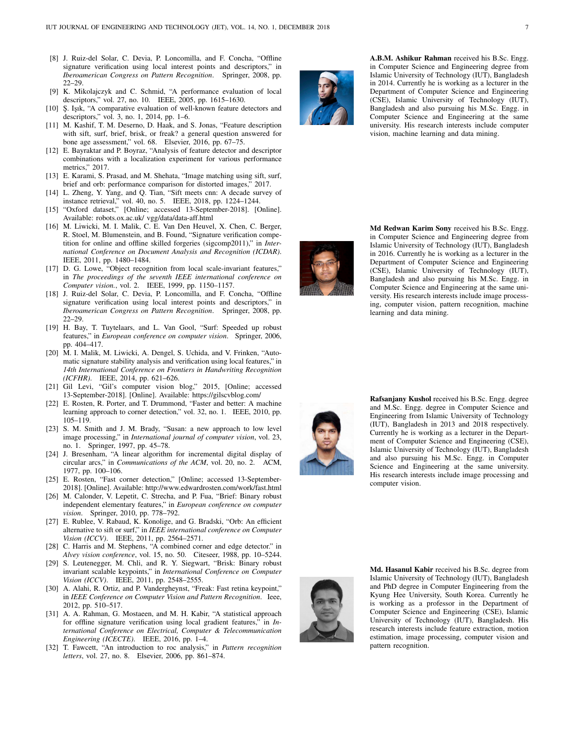[8] J. Ruiz-del Solar, C. Devia, P. Loncomilla, and F. Concha, "Offline signature verification using local interest points and descriptors," in *Iberoamerican Congress on Pattern Recognition*. Springer, 2008, pp. 22–29.

[9] K. Mikolajczyk and C. Schmid, "A performance evaluation of local descriptors," vol. 27, no. 10. IEEE, 2005, pp. 1615–1630.

[10] Ş. Işık, "A comparative evaluation of well-known feature detectors and descriptors," vol. 3, no. 1, 2014, pp. 1–6.

[11] M. Kashif, T. M. Deserno, D. Haak, and S. Jonas, "Feature description with sift, surf, brief, brisk, or freak? a general question answered for bone age assessment," vol. 68. Elsevier, 2016, pp. 67–75.

[12] E. Bayraktar and P. Boyraz, "Analysis of feature detector and descriptor combinations with a localization experiment for various performance metrics," 2017.

[13] E. Karami, S. Prasad, and M. Shehata, "Image matching using sift, surf, brief and orb: performance comparison for distorted images," 2017.

[14] L. Zheng, Y. Yang, and Q. Tian, "Sift meets cnn: A decade survey of instance retrieval," vol. 40, no. 5. IEEE, 2018, pp. 1224–1244.

[15] "Oxford dataset," [Online; accessed 13-September-2018]. [Online]. Available: robots.ox.ac.uk/ vgg/data/data-aff.html

[16] M. Liwicki, M. I. Malik, C. E. Van Den Heuvel, X. Chen, C. Berger, R. Stoel, M. Blumenstein, and B. Found, "Signature verification competition for online and offline skilled forgeries (sigcomp2011)," in *International Conference on Document Analysis and Recognition (ICDAR)*. IEEE, 2011, pp. 1480–1484.

[17] D. G. Lowe, "Object recognition from local scale-invariant features," in *The proceedings of the seventh IEEE international conference on Computer vision.*, vol. 2. IEEE, 1999, pp. 1150–1157.

[18] J. Ruiz-del Solar, C. Devia, P. Loncomilla, and F. Concha, "Offline signature verification using local interest points and descriptors," in *Iberoamerican Congress on Pattern Recognition*. Springer, 2008, pp. 22–29.

[19] H. Bay, T. Tuytelaars, and L. Van Gool, "Surf: Speeded up robust features," in *European conference on computer vision*. Springer, 2006, pp. 404–417.

[20] M. I. Malik, M. Liwicki, A. Dengel, S. Uchida, and V. Frinken, "Automatic signature stability analysis and verification using local features," in *14th International Conference on Frontiers in Handwriting Recognition (ICFHR)*. IEEE, 2014, pp. 621–626.

[21] Gil Levi, "Gil's computer vision blog," 2015, [Online; accessed 13-September-2018]. [Online]. Available: https://gilscvblog.com/

[22] E. Rosten, R. Porter, and T. Drummond, "Faster and better: A machine learning approach to corner detection," vol. 32, no. 1. IEEE, 2010, pp. 105–119.

[23] S. M. Smith and J. M. Brady, "Susan: a new approach to low level image processing," in *International journal of computer vision*, vol. 23, no. 1. Springer, 1997, pp. 45–78.

[24] J. Bresenham, "A linear algorithm for incremental digital display of circular arcs," in *Communications of the ACM*, vol. 20, no. 2. ACM, 1977, pp. 100–106.

[25] E. Rosten, "Fast corner detection," [Online; accessed 13-September-2018]. [Online]. Available: http://www.edwardrosten.com/work/fast.html

[26] M. Calonder, V. Lepetit, C. Strecha, and P. Fua, "Brief: Binary robust independent elementary features," in *European conference on computer vision*. Springer, 2010, pp. 778–792.

[27] E. Rublee, V. Rabaud, K. Konolige, and G. Bradski, "Orb: An efficient alternative to sift or surf," in *IEEE international conference on Computer Vision (ICCV)*. IEEE, 2011, pp. 2564–2571.

[28] C. Harris and M. Stephens, "A combined corner and edge detector." in *Alvey vision conference*, vol. 15, no. 50. Citeseer, 1988, pp. 10–5244.

[29] S. Leutenegger, M. Chli, and R. Y. Siegwart, "Brisk: Binary robust invariant scalable keypoints," in *International Conference on Computer Vision (ICCV)*. IEEE, 2011, pp. 2548–2555.

[30] A. Alahi, R. Ortiz, and P. Vandergheynst, "Freak: Fast retina keypoint," in *IEEE Conference on Computer Vision and Pattern Recognition*. Ieee, 2012, pp. 510–517.

[31] A. A. Rahman, G. Mostaeen, and M. H. Kabir, "A statistical approach for offline signature verification using local gradient features," in *International Conference on Electrical, Computer & Telecommunication Engineering (ICECTE)*. IEEE, 2016, pp. 1–4.

[32] T. Fawcett, "An introduction to roc analysis," in *Pattern recognition letters*, vol. 27, no. 8. Elsevier, 2006, pp. 861–874.

**A.B.M. Ashikur Rahman** received his B.Sc. Engg. in Computer Science and Engineering degree from Islamic University of Technology (IUT), Bangladesh in 2014. Currently he is working as a lecturer in the Department of Computer Science and Engineering (CSE), Islamic University of Technology (IUT), Bangladesh and also pursuing his M.Sc. Engg. in Computer Science and Engineering at the same university. His research interests include computer vision, machine learning and data mining.

**Md Redwan Karim Sony** received his B.Sc. Engg. in Computer Science and Engineering degree from Islamic University of Technology (IUT), Bangladesh in 2016. Currently he is working as a lecturer in the Department of Computer Science and Engineering (CSE), Islamic University of Technology (IUT), Bangladesh and also pursuing his M.Sc. Engg. in Computer Science and Engineering at the same university. His research interests include image processing, computer vision, pattern recognition, machine learning and data mining.

**Rafsanjany Kushol** received his B.Sc. Engg. degree and M.Sc. Engg. degree in Computer Science and Engineering from Islamic University of Technology (IUT), Bangladesh in 2013 and 2018 respectively. Currently he is working as a lecturer in the Department of Computer Science and Engineering (CSE), Islamic University of Technology (IUT), Bangladesh and also pursuing his M.Sc. Engg. in Computer Science and Engineering at the same university. His research interests include image processing and computer vision.

**Md. Hasanul Kabir** received his B.Sc. degree from Islamic University of Technology (IUT), Bangladesh and PhD degree in Computer Engineering from the Kyung Hee University, South Korea. Currently he is working as a professor in the Department of Computer Science and Engineering (CSE), Islamic University of Technology (IUT), Bangladesh. His research interests include feature extraction, motion estimation, image processing, computer vision and pattern recognition.